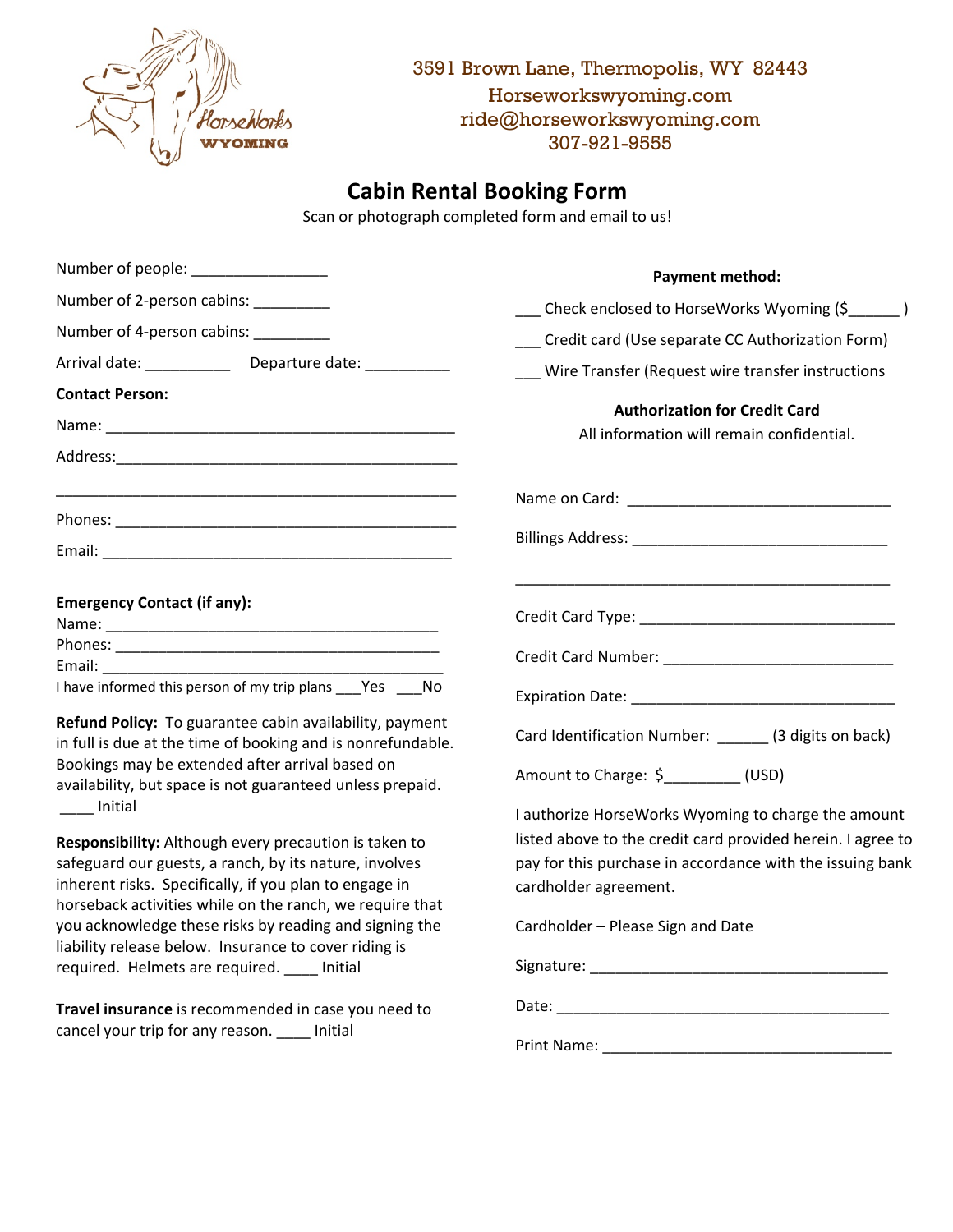3591 Brown Lane, Thermopolis, WY 82443
Horseworkswyoming.com
ride@horseworkswyoming.com
307-921-9555

# Cabin Rental Booking Form

Scan or photograph completed form and email to us!

Number of people: ________________

Number of 2-person cabins: _________

Number of 4-person cabins: _________

Arrival date: __________ Departure date: __________

**Contact Person:**

Name: ___________________________________________

Address:__________________________________________

__________________________________________________

Phones: __________________________________________

Email: ___________________________________________

**Emergency Contact (if any):**

Name: __________________________________________

Phones: _________________________________________

Email: __________________________________________

I have informed this person of my trip plans ___Yes ___No

**Refund Policy:** To guarantee cabin availability, payment in full is due at the time of booking and is nonrefundable. Bookings may be extended after arrival based on availability, but space is not guaranteed unless prepaid. ____ Initial

**Responsibility:** Although every precaution is taken to safeguard our guests, a ranch, by its nature, involves inherent risks. Specifically, if you plan to engage in horseback activities while on the ranch, we require that you acknowledge these risks by reading and signing the liability release below. Insurance to cover riding is required. Helmets are required. ____ Initial

**Travel insurance** is recommended in case you need to cancel your trip for any reason. ____ Initial

**Payment method:**

___ Check enclosed to HorseWorks Wyoming ($______ )

___ Credit card (Use separate CC Authorization Form)

___ Wire Transfer (Request wire transfer instructions

**Authorization for Credit Card**

All information will remain confidential.

Name on Card: _________________________________

Billings Address: _______________________________

_______________________________________________

Credit Card Type: ________________________________

Credit Card Number: _____________________________

Expiration Date: _________________________________

Card Identification Number: ______ (3 digits on back)

Amount to Charge: $_________ (USD)

I authorize HorseWorks Wyoming to charge the amount listed above to the credit card provided herein. I agree to pay for this purchase in accordance with the issuing bank cardholder agreement.

Cardholder – Please Sign and Date

Signature: ____________________________________

Date: ________________________________________

Print Name: ___________________________________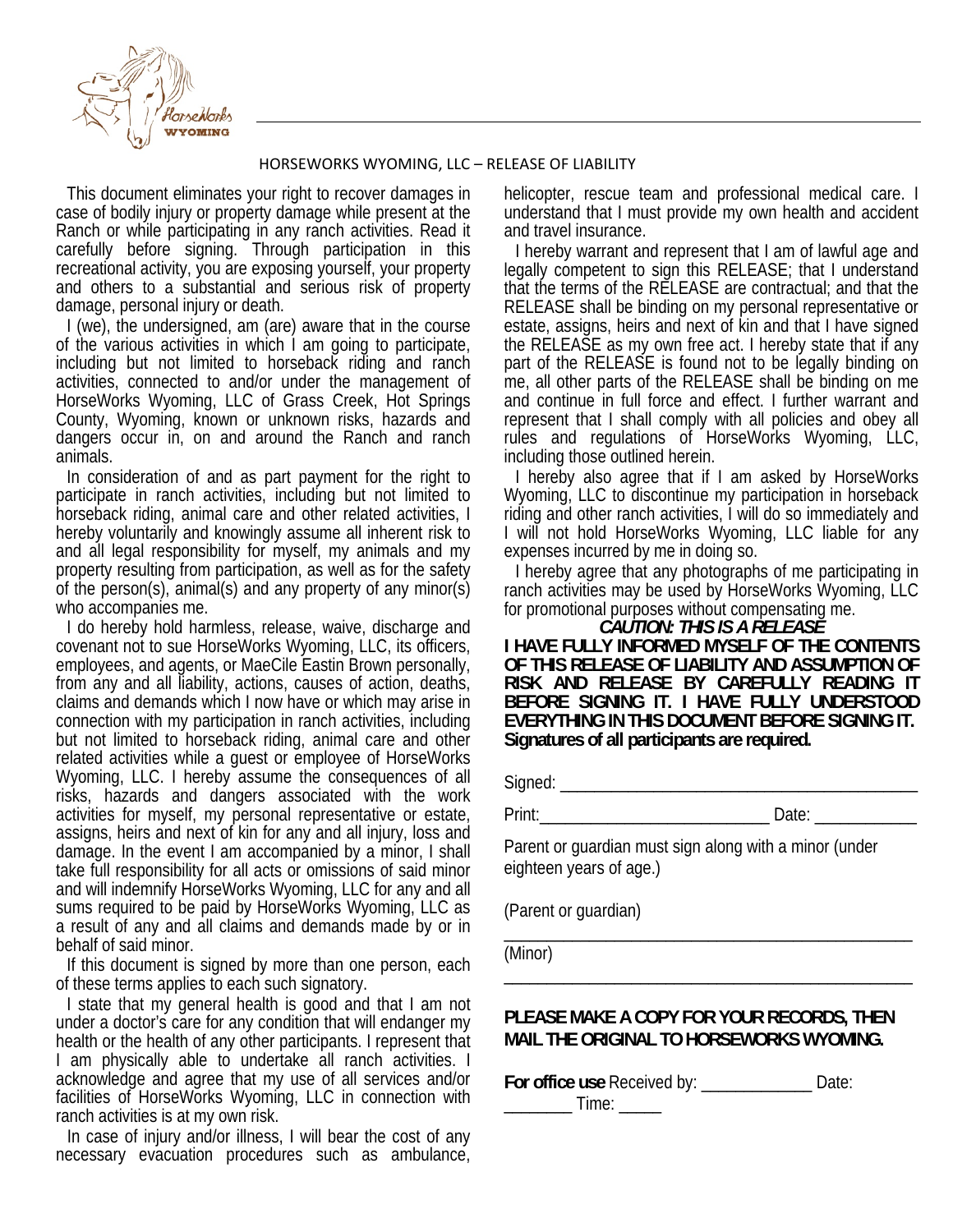HORSEWORKS WYOMING, LLC – RELEASE OF LIABILITY

This document eliminates your right to recover damages in case of bodily injury or property damage while present at the Ranch or while participating in any ranch activities. Read it carefully before signing. Through participation in this recreational activity, you are exposing yourself, your property and others to a substantial and serious risk of property damage, personal injury or death.

I (we), the undersigned, am (are) aware that in the course of the various activities in which I am going to participate, including but not limited to horseback riding and ranch activities, connected to and/or under the management of HorseWorks Wyoming, LLC of Grass Creek, Hot Springs County, Wyoming, known or unknown risks, hazards and dangers occur in, on and around the Ranch and ranch animals.

In consideration of and as part payment for the right to participate in ranch activities, including but not limited to horseback riding, animal care and other related activities, I hereby voluntarily and knowingly assume all inherent risk to and all legal responsibility for myself, my animals and my property resulting from participation, as well as for the safety of the person(s), animal(s) and any property of any minor(s) who accompanies me.

I do hereby hold harmless, release, waive, discharge and covenant not to sue HorseWorks Wyoming, LLC, its officers, employees, and agents, or MaeCile Eastin Brown personally, from any and all liability, actions, causes of action, deaths, claims and demands which I now have or which may arise in connection with my participation in ranch activities, including but not limited to horseback riding, animal care and other related activities while a guest or employee of HorseWorks Wyoming, LLC. I hereby assume the consequences of all risks, hazards and dangers associated with the work activities for myself, my personal representative or estate, assigns, heirs and next of kin for any and all injury, loss and damage. In the event I am accompanied by a minor, I shall take full responsibility for all acts or omissions of said minor and will indemnify HorseWorks Wyoming, LLC for any and all sums required to be paid by HorseWorks Wyoming, LLC as a result of any and all claims and demands made by or in behalf of said minor.

If this document is signed by more than one person, each of these terms applies to each such signatory.

I state that my general health is good and that I am not under a doctor's care for any condition that will endanger my health or the health of any other participants. I represent that I am physically able to undertake all ranch activities. I acknowledge and agree that my use of all services and/or facilities of HorseWorks Wyoming, LLC in connection with ranch activities is at my own risk.

In case of injury and/or illness, I will bear the cost of any necessary evacuation procedures such as ambulance, helicopter, rescue team and professional medical care. I understand that I must provide my own health and accident and travel insurance.

I hereby warrant and represent that I am of lawful age and legally competent to sign this RELEASE; that I understand that the terms of the RELEASE are contractual; and that the RELEASE shall be binding on my personal representative or estate, assigns, heirs and next of kin and that I have signed the RELEASE as my own free act. I hereby state that if any part of the RELEASE is found not to be legally binding on me, all other parts of the RELEASE shall be binding on me and continue in full force and effect. I further warrant and represent that I shall comply with all policies and obey all rules and regulations of HorseWorks Wyoming, LLC, including those outlined herein.

I hereby also agree that if I am asked by HorseWorks Wyoming, LLC to discontinue my participation in horseback riding and other ranch activities, I will do so immediately and I will not hold HorseWorks Wyoming, LLC liable for any expenses incurred by me in doing so.

I hereby agree that any photographs of me participating in ranch activities may be used by HorseWorks Wyoming, LLC for promotional purposes without compensating me.

***CAUTION: THIS IS A RELEASE***

**I HAVE FULLY INFORMED MYSELF OF THE CONTENTS OF THIS RELEASE OF LIABILITY AND ASSUMPTION OF RISK AND RELEASE BY CAREFULLY READING IT BEFORE SIGNING IT. I HAVE FULLY UNDERSTOOD EVERYTHING IN THIS DOCUMENT BEFORE SIGNING IT. Signatures of all participants are required.**

Signed: ________________________________________

Print:___________________________ Date: ____________

Parent or guardian must sign along with a minor (under eighteen years of age.)

(Parent or guardian)

________________________________________________

(Minor)

________________________________________________

**PLEASE MAKE A COPY FOR YOUR RECORDS, THEN MAIL THE ORIGINAL TO HORSEWORKS WYOMING.**

**For office use** Received by: _____________ Date: ________ Time: _____